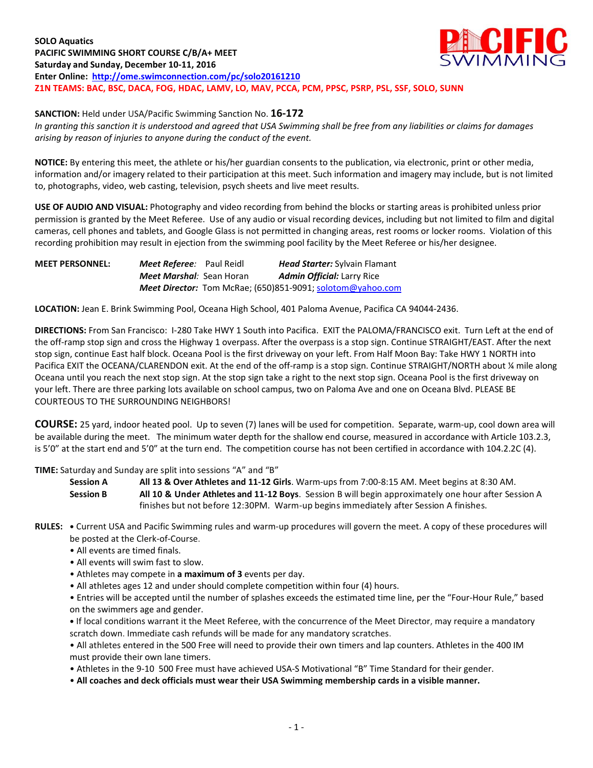**SOLO Aquatics**
**PACIFIC SWIMMING SHORT COURSE C/B/A+ MEET**
**Saturday and Sunday, December 10-11, 2016**
**Enter Online: [http://ome.swimconnection.com/pc/solo20161210](http://ome.swimconnection.com/pc/solo20161210)**
**Z1N TEAMS: BAC, BSC, DACA, FOG, HDAC, LAMV, LO, MAV, PCCA, PCM, PPSC, PSRP, PSL, SSF, SOLO, SUNN**

**SANCTION:** Held under USA/Pacific Swimming Sanction No. **16-172**
*In granting this sanction it is understood and agreed that USA Swimming shall be free from any liabilities or claims for damages arising by reason of injuries to anyone during the conduct of the event.*

**NOTICE:** By entering this meet, the athlete or his/her guardian consents to the publication, via electronic, print or other media, information and/or imagery related to their participation at this meet. Such information and imagery may include, but is not limited to, photographs, video, web casting, television, psych sheets and live meet results.

**USE OF AUDIO AND VISUAL:** Photography and video recording from behind the blocks or starting areas is prohibited unless prior permission is granted by the Meet Referee. Use of any audio or visual recording devices, including but not limited to film and digital cameras, cell phones and tablets, and Google Glass is not permitted in changing areas, rest rooms or locker rooms. Violation of this recording prohibition may result in ejection from the swimming pool facility by the Meet Referee or his/her designee.

**MEET PERSONNEL:**
*Meet Referee:* Paul Reidl — ***Head Starter:*** Sylvain Flamant
***Meet Marshal:*** Sean Horan — ***Admin Official:*** Larry Rice
***Meet Director:*** Tom McRae; (650)851-9091; [solotom@yahoo.com](mailto:solotom@yahoo.com)

**LOCATION:** Jean E. Brink Swimming Pool, Oceana High School, 401 Paloma Avenue, Pacifica CA 94044-2436.

**DIRECTIONS:** From San Francisco: I-280 Take HWY 1 South into Pacifica. EXIT the PALOMA/FRANCISCO exit. Turn Left at the end of the off-ramp stop sign and cross the Highway 1 overpass. After the overpass is a stop sign. Continue STRAIGHT/EAST. After the next stop sign, continue East half block. Oceana Pool is the first driveway on your left. From Half Moon Bay: Take HWY 1 NORTH into Pacifica EXIT the OCEANA/CLARENDON exit. At the end of the off-ramp is a stop sign. Continue STRAIGHT/NORTH about ¼ mile along Oceana until you reach the next stop sign. At the stop sign take a right to the next stop sign. Oceana Pool is the first driveway on your left. There are three parking lots available on school campus, two on Paloma Ave and one on Oceana Blvd. PLEASE BE COURTEOUS TO THE SURROUNDING NEIGHBORS!

**COURSE:** 25 yard, indoor heated pool. Up to seven (7) lanes will be used for competition. Separate, warm-up, cool down area will be available during the meet. The minimum water depth for the shallow end course, measured in accordance with Article 103.2.3, is 5'0" at the start end and 5'0" at the turn end. The competition course has not been certified in accordance with 104.2.2C (4).

**TIME:** Saturday and Sunday are split into sessions "A" and "B"

**Session A** — **All 13 & Over Athletes and 11-12 Girls**. Warm-ups from 7:00-8:15 AM. Meet begins at 8:30 AM.

**Session B** — **All 10 & Under Athletes and 11-12 Boys**. Session B will begin approximately one hour after Session A finishes but not before 12:30PM. Warm-up begins immediately after Session A finishes.

**RULES:**
- Current USA and Pacific Swimming rules and warm-up procedures will govern the meet. A copy of these procedures will be posted at the Clerk-of-Course.
- All events are timed finals.
- All events will swim fast to slow.
- Athletes may compete in **a maximum of 3** events per day.
- All athletes ages 12 and under should complete competition within four (4) hours.
- Entries will be accepted until the number of splashes exceeds the estimated time line, per the "Four-Hour Rule," based on the swimmers age and gender.
- If local conditions warrant it the Meet Referee, with the concurrence of the Meet Director, may require a mandatory scratch down. Immediate cash refunds will be made for any mandatory scratches.
- All athletes entered in the 500 Free will need to provide their own timers and lap counters. Athletes in the 400 IM must provide their own lane timers.
- Athletes in the 9-10 500 Free must have achieved USA-S Motivational "B" Time Standard for their gender.
- **All coaches and deck officials must wear their USA Swimming membership cards in a visible manner.**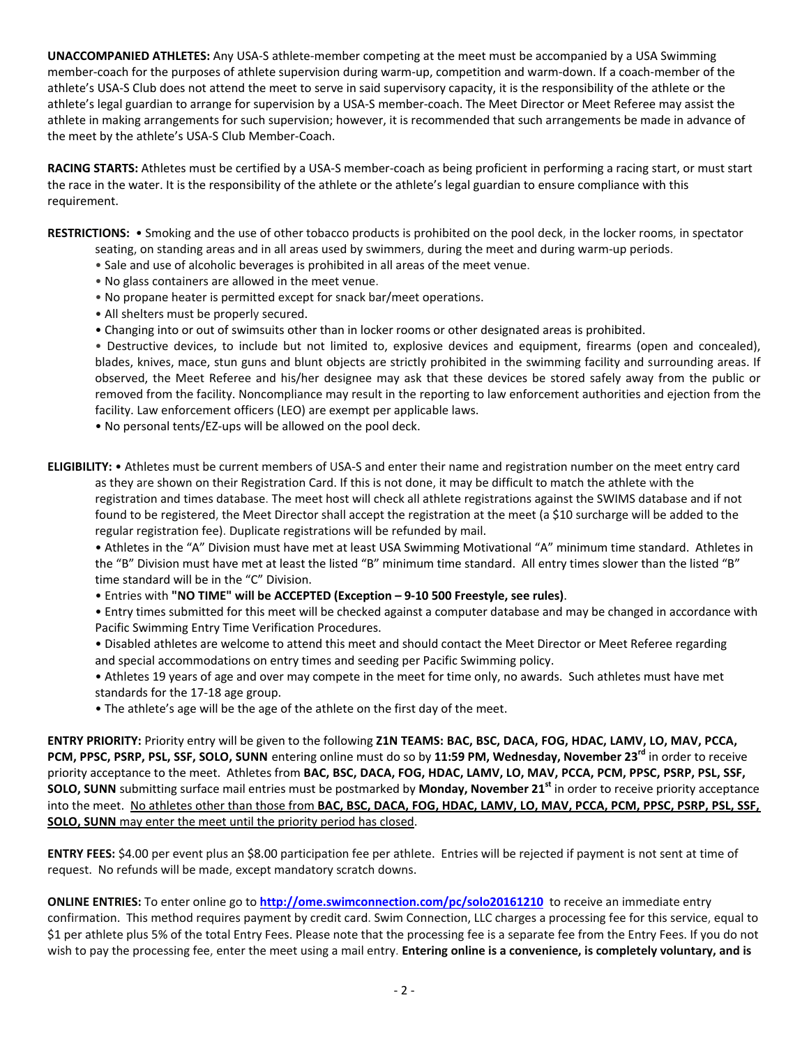**UNACCOMPANIED ATHLETES:** Any USA-S athlete-member competing at the meet must be accompanied by a USA Swimming member-coach for the purposes of athlete supervision during warm-up, competition and warm-down. If a coach-member of the athlete's USA-S Club does not attend the meet to serve in said supervisory capacity, it is the responsibility of the athlete or the athlete's legal guardian to arrange for supervision by a USA-S member-coach. The Meet Director or Meet Referee may assist the athlete in making arrangements for such supervision; however, it is recommended that such arrangements be made in advance of the meet by the athlete's USA-S Club Member-Coach.

**RACING STARTS:** Athletes must be certified by a USA-S member-coach as being proficient in performing a racing start, or must start the race in the water. It is the responsibility of the athlete or the athlete's legal guardian to ensure compliance with this requirement.

**RESTRICTIONS:**
- Smoking and the use of other tobacco products is prohibited on the pool deck, in the locker rooms, in spectator seating, on standing areas and in all areas used by swimmers, during the meet and during warm-up periods.
- Sale and use of alcoholic beverages is prohibited in all areas of the meet venue.
- No glass containers are allowed in the meet venue.
- No propane heater is permitted except for snack bar/meet operations.
- All shelters must be properly secured.
- Changing into or out of swimsuits other than in locker rooms or other designated areas is prohibited.
- Destructive devices, to include but not limited to, explosive devices and equipment, firearms (open and concealed), blades, knives, mace, stun guns and blunt objects are strictly prohibited in the swimming facility and surrounding areas. If observed, the Meet Referee and his/her designee may ask that these devices be stored safely away from the public or removed from the facility. Noncompliance may result in the reporting to law enforcement authorities and ejection from the facility. Law enforcement officers (LEO) are exempt per applicable laws.
- No personal tents/EZ-ups will be allowed on the pool deck.

**ELIGIBILITY:**
- Athletes must be current members of USA-S and enter their name and registration number on the meet entry card as they are shown on their Registration Card. If this is not done, it may be difficult to match the athlete with the registration and times database. The meet host will check all athlete registrations against the SWIMS database and if not found to be registered, the Meet Director shall accept the registration at the meet (a $10 surcharge will be added to the regular registration fee). Duplicate registrations will be refunded by mail.
- Athletes in the "A" Division must have met at least USA Swimming Motivational "A" minimum time standard. Athletes in the "B" Division must have met at least the listed "B" minimum time standard. All entry times slower than the listed "B" time standard will be in the "C" Division.
- Entries with **"NO TIME" will be ACCEPTED (Exception – 9-10 500 Freestyle, see rules)**.
- Entry times submitted for this meet will be checked against a computer database and may be changed in accordance with Pacific Swimming Entry Time Verification Procedures.
- Disabled athletes are welcome to attend this meet and should contact the Meet Director or Meet Referee regarding and special accommodations on entry times and seeding per Pacific Swimming policy.
- Athletes 19 years of age and over may compete in the meet for time only, no awards. Such athletes must have met standards for the 17-18 age group.
- The athlete's age will be the age of the athlete on the first day of the meet.

**ENTRY PRIORITY:** Priority entry will be given to the following **Z1N TEAMS: BAC, BSC, DACA, FOG, HDAC, LAMV, LO, MAV, PCCA, PCM, PPSC, PSRP, PSL, SSF, SOLO, SUNN** entering online must do so by **11:59 PM, Wednesday, November 23rd** in order to receive priority acceptance to the meet. Athletes from **BAC, BSC, DACA, FOG, HDAC, LAMV, LO, MAV, PCCA, PCM, PPSC, PSRP, PSL, SSF, SOLO, SUNN** submitting surface mail entries must be postmarked by **Monday, November 21st** in order to receive priority acceptance into the meet. No athletes other than those from **BAC, BSC, DACA, FOG, HDAC, LAMV, LO, MAV, PCCA, PCM, PPSC, PSRP, PSL, SSF, SOLO, SUNN** may enter the meet until the priority period has closed.

**ENTRY FEES:** $4.00 per event plus an $8.00 participation fee per athlete. Entries will be rejected if payment is not sent at time of request. No refunds will be made, except mandatory scratch downs.

**ONLINE ENTRIES:** To enter online go to **http://ome.swimconnection.com/pc/solo20161210** to receive an immediate entry confirmation. This method requires payment by credit card. Swim Connection, LLC charges a processing fee for this service, equal to $1 per athlete plus 5% of the total Entry Fees. Please note that the processing fee is a separate fee from the Entry Fees. If you do not wish to pay the processing fee, enter the meet using a mail entry. **Entering online is a convenience, is completely voluntary, and is**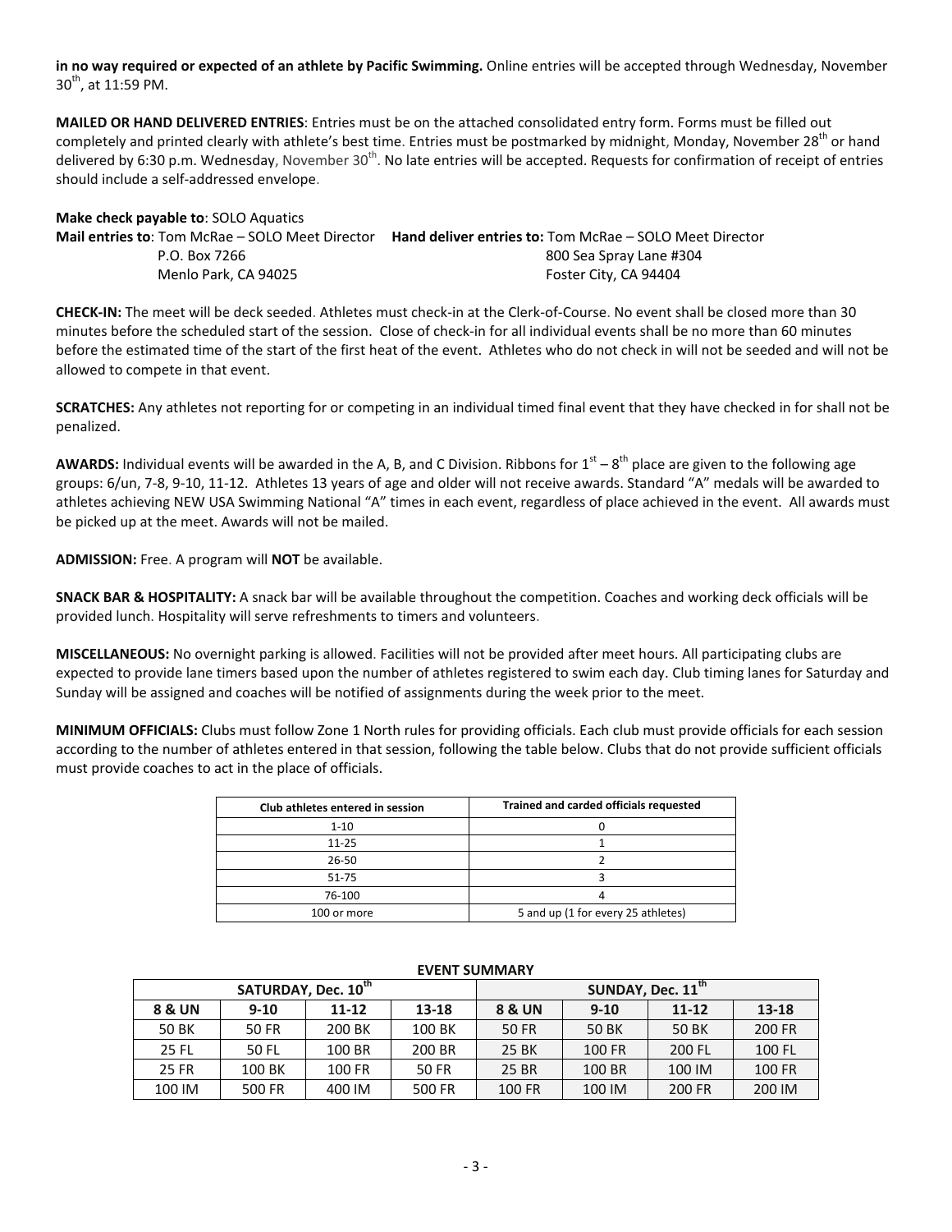**in no way required or expected of an athlete by Pacific Swimming.** Online entries will be accepted through Wednesday, November 30th, at 11:59 PM.

**MAILED OR HAND DELIVERED ENTRIES**: Entries must be on the attached consolidated entry form. Forms must be filled out completely and printed clearly with athlete's best time. Entries must be postmarked by midnight, Monday, November 28th or hand delivered by 6:30 p.m. Wednesday, November 30th. No late entries will be accepted. Requests for confirmation of receipt of entries should include a self-addressed envelope.

**Make check payable to**: SOLO Aquatics

**Mail entries to**: Tom McRae – SOLO Meet Director
P.O. Box 7266
Menlo Park, CA 94025

**Hand deliver entries to:** Tom McRae – SOLO Meet Director
800 Sea Spray Lane #304
Foster City, CA 94404

**CHECK-IN:** The meet will be deck seeded. Athletes must check-in at the Clerk-of-Course. No event shall be closed more than 30 minutes before the scheduled start of the session. Close of check-in for all individual events shall be no more than 60 minutes before the estimated time of the start of the first heat of the event. Athletes who do not check in will not be seeded and will not be allowed to compete in that event.

**SCRATCHES:** Any athletes not reporting for or competing in an individual timed final event that they have checked in for shall not be penalized.

**AWARDS:** Individual events will be awarded in the A, B, and C Division. Ribbons for 1st – 8th place are given to the following age groups: 6/un, 7-8, 9-10, 11-12. Athletes 13 years of age and older will not receive awards. Standard "A" medals will be awarded to athletes achieving NEW USA Swimming National "A" times in each event, regardless of place achieved in the event. All awards must be picked up at the meet. Awards will not be mailed.

**ADMISSION:** Free. A program will **NOT** be available.

**SNACK BAR & HOSPITALITY:** A snack bar will be available throughout the competition. Coaches and working deck officials will be provided lunch. Hospitality will serve refreshments to timers and volunteers.

**MISCELLANEOUS:** No overnight parking is allowed. Facilities will not be provided after meet hours. All participating clubs are expected to provide lane timers based upon the number of athletes registered to swim each day. Club timing lanes for Saturday and Sunday will be assigned and coaches will be notified of assignments during the week prior to the meet.

**MINIMUM OFFICIALS:** Clubs must follow Zone 1 North rules for providing officials. Each club must provide officials for each session according to the number of athletes entered in that session, following the table below. Clubs that do not provide sufficient officials must provide coaches to act in the place of officials.

| Club athletes entered in session | Trained and carded officials requested |
|---|---|
| 1-10 | 0 |
| 11-25 | 1 |
| 26-50 | 2 |
| 51-75 | 3 |
| 76-100 | 4 |
| 100 or more | 5 and up (1 for every 25 athletes) |

**EVENT SUMMARY**

| SATURDAY, Dec. 10th | | | | SUNDAY, Dec. 11th | | | |
|---|---|---|---|---|---|---|---|
| 8 & UN | 9-10 | 11-12 | 13-18 | 8 & UN | 9-10 | 11-12 | 13-18 |
| 50 BK | 50 FR | 200 BK | 100 BK | 50 FR | 50 BK | 50 BK | 200 FR |
| 25 FL | 50 FL | 100 BR | 200 BR | 25 BK | 100 FR | 200 FL | 100 FL |
| 25 FR | 100 BK | 100 FR | 50 FR | 25 BR | 100 BR | 100 IM | 100 FR |
| 100 IM | 500 FR | 400 IM | 500 FR | 100 FR | 100 IM | 200 FR | 200 IM |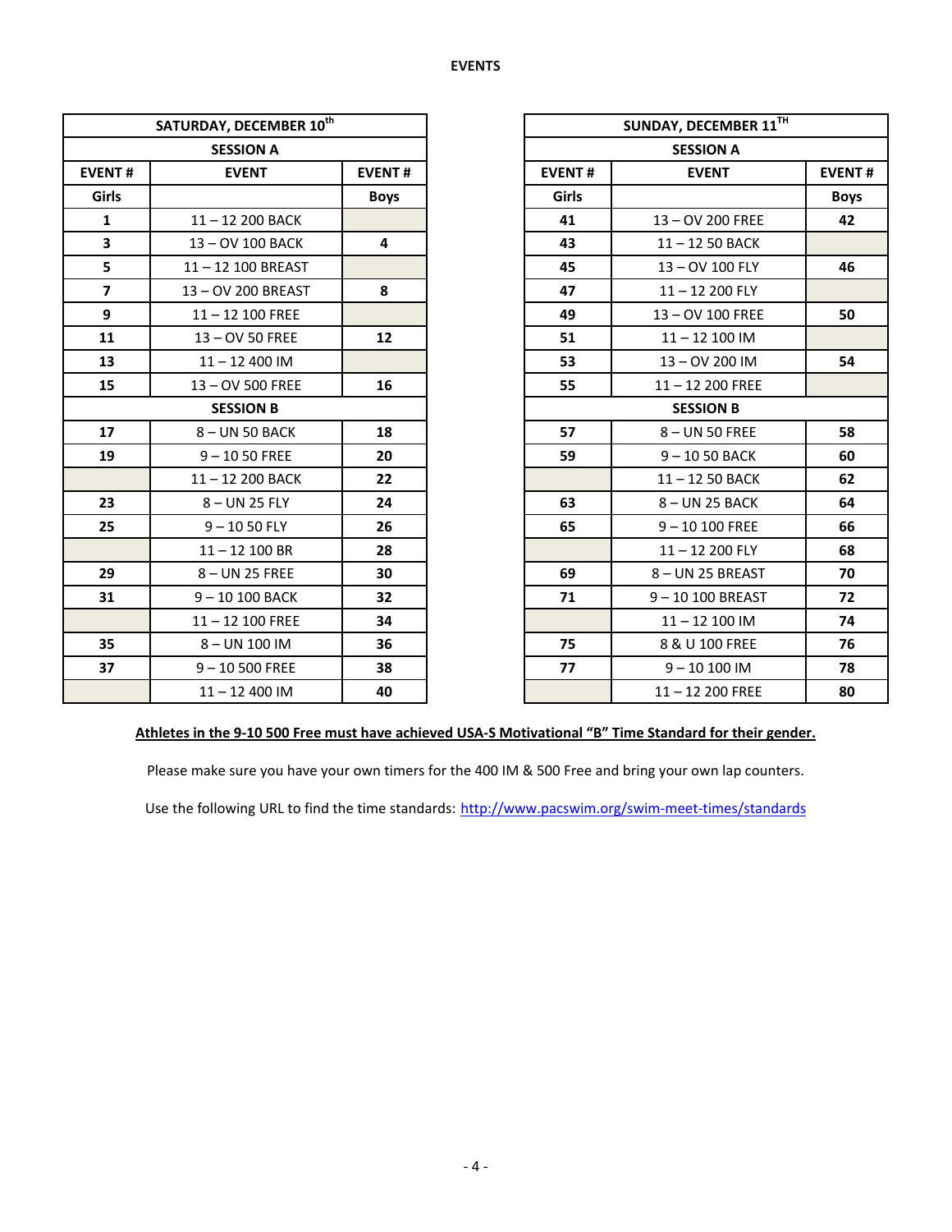# EVENTS

| SATURDAY, DECEMBER 10th | | |
|---|---|---|
| **SESSION A** | | |
| **EVENT #** | **EVENT** | **EVENT #** |
| **Girls** | | **Boys** |
| **1** | 11 – 12 200 BACK | |
| **3** | 13 – OV 100 BACK | **4** |
| **5** | 11 – 12 100 BREAST | |
| **7** | 13 – OV 200 BREAST | **8** |
| **9** | 11 – 12 100 FREE | |
| **11** | 13 – OV 50 FREE | **12** |
| **13** | 11 – 12 400 IM | |
| **15** | 13 – OV 500 FREE | **16** |
| **SESSION B** | | |
| **17** | 8 – UN 50 BACK | **18** |
| **19** | 9 – 10 50 FREE | **20** |
| | 11 – 12 200 BACK | **22** |
| **23** | 8 – UN 25 FLY | **24** |
| **25** | 9 – 10 50 FLY | **26** |
| | 11 – 12 100 BR | **28** |
| **29** | 8 – UN 25 FREE | **30** |
| **31** | 9 – 10 100 BACK | **32** |
| | 11 – 12 100 FREE | **34** |
| **35** | 8 – UN 100 IM | **36** |
| **37** | 9 – 10 500 FREE | **38** |
| | 11 – 12 400 IM | **40** |

| SUNDAY, DECEMBER 11TH | | |
|---|---|---|
| **SESSION A** | | |
| **EVENT #** | **EVENT** | **EVENT #** |
| **Girls** | | **Boys** |
| **41** | 13 – OV 200 FREE | **42** |
| **43** | 11 – 12 50 BACK | |
| **45** | 13 – OV 100 FLY | **46** |
| **47** | 11 – 12 200 FLY | |
| **49** | 13 – OV 100 FREE | **50** |
| **51** | 11 – 12 100 IM | |
| **53** | 13 – OV 200 IM | **54** |
| **55** | 11 – 12 200 FREE | |
| **SESSION B** | | |
| **57** | 8 – UN 50 FREE | **58** |
| **59** | 9 – 10 50 BACK | **60** |
| | 11 – 12 50 BACK | **62** |
| **63** | 8 – UN 25 BACK | **64** |
| **65** | 9 – 10 100 FREE | **66** |
| | 11 – 12 200 FLY | **68** |
| **69** | 8 – UN 25 BREAST | **70** |
| **71** | 9 – 10 100 BREAST | **72** |
| | 11 – 12 100 IM | **74** |
| **75** | 8 & U 100 FREE | **76** |
| **77** | 9 – 10 100 IM | **78** |
| | 11 – 12 200 FREE | **80** |

**Athletes in the 9-10 500 Free must have achieved USA-S Motivational "B" Time Standard for their gender.**

Please make sure you have your own timers for the 400 IM & 500 Free and bring your own lap counters.

Use the following URL to find the time standards: http://www.pacswim.org/swim-meet-times/standards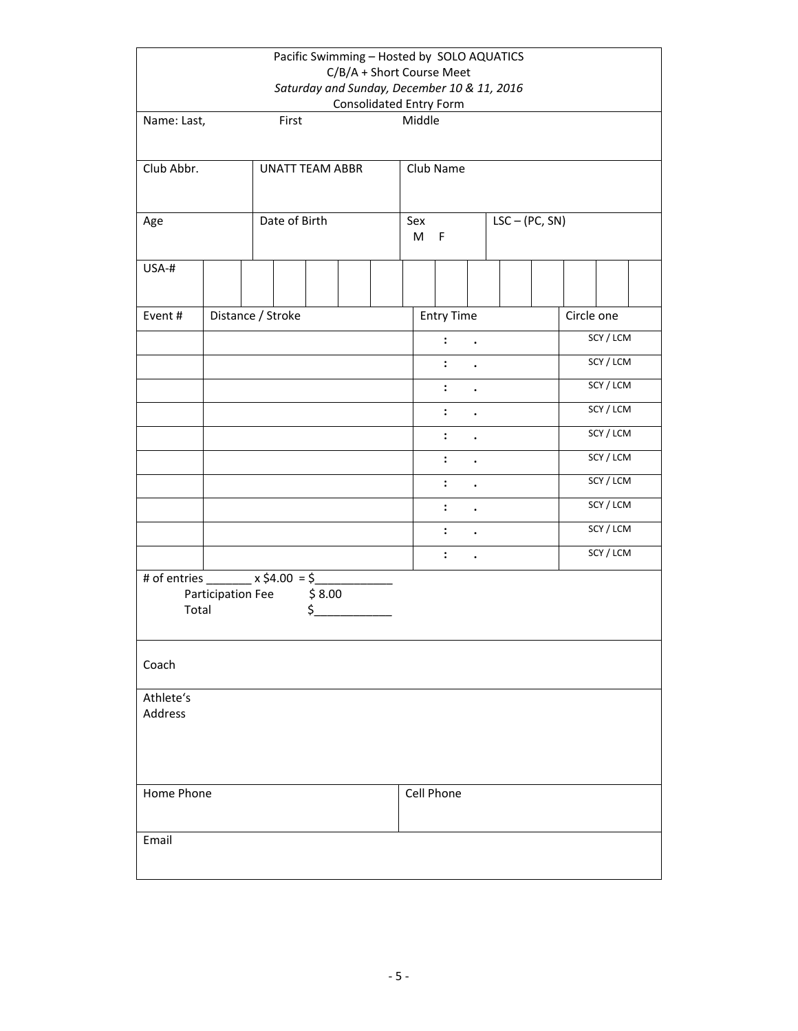Pacific Swimming – Hosted by SOLO AQUATICS
C/B/A + Short Course Meet
*Saturday and Sunday, December 10 & 11, 2016*
Consolidated Entry Form

| Name: Last, | First | Middle |
|---|---|---|
| | | |

| Club Abbr. | UNATT TEAM ABBR | Club Name |
|---|---|---|
| | | |

| Age | Date of Birth | Sex M F | LSC – (PC, SN) |
|---|---|---|---|
| | | | |

| USA-# | | | | | | | | | | | | | | |
|---|---|---|---|---|---|---|---|---|---|---|---|---|---|---|
| | | | | | | | | | | | | | | |

| Event # | Distance / Stroke | Entry Time | Circle one |
|---|---|---|---|
| | | : . | SCY / LCM |
| | | : . | SCY / LCM |
| | | : . | SCY / LCM |
| | | : . | SCY / LCM |
| | | : . | SCY / LCM |
| | | : . | SCY / LCM |
| | | : . | SCY / LCM |
| | | : . | SCY / LCM |
| | | : . | SCY / LCM |
| | | : . | SCY / LCM |

# of entries _______ x $4.00 = $____________
Participation Fee $ 8.00
Total $____________

Coach

Athlete's Address

| Home Phone | Cell Phone |
|---|---|
| | |

Email